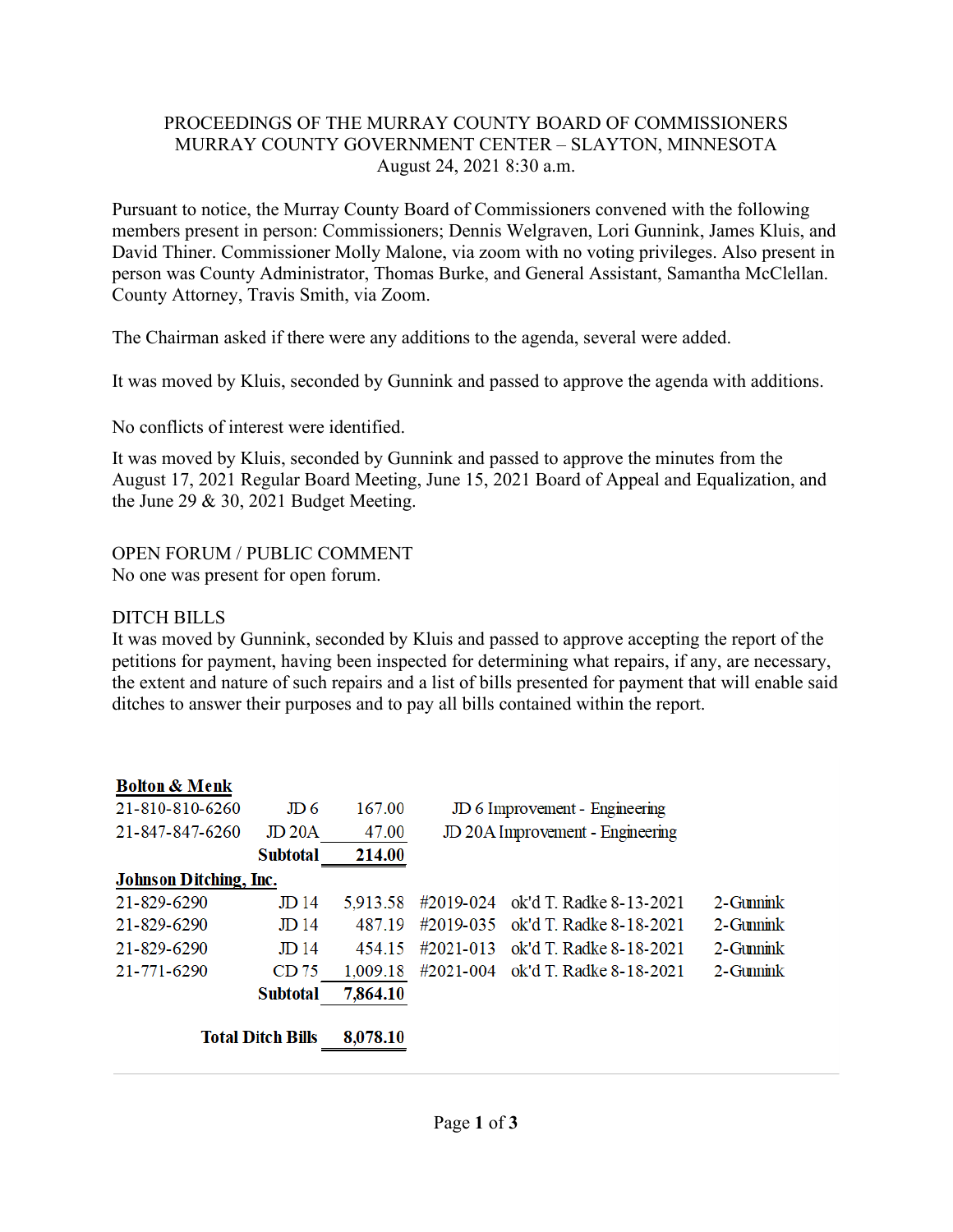PROCEEDINGS OF THE MURRAY COUNTY BOARD OF COMMISSIONERS
MURRAY COUNTY GOVERNMENT CENTER – SLAYTON, MINNESOTA
August 24, 2021 8:30 a.m.

Pursuant to notice, the Murray County Board of Commissioners convened with the following members present in person: Commissioners; Dennis Welgraven, Lori Gunnink, James Kluis, and David Thiner. Commissioner Molly Malone, via zoom with no voting privileges. Also present in person was County Administrator, Thomas Burke, and General Assistant, Samantha McClellan. County Attorney, Travis Smith, via Zoom.

The Chairman asked if there were any additions to the agenda, several were added.

It was moved by Kluis, seconded by Gunnink and passed to approve the agenda with additions.

No conflicts of interest were identified.

It was moved by Kluis, seconded by Gunnink and passed to approve the minutes from the August 17, 2021 Regular Board Meeting, June 15, 2021 Board of Appeal and Equalization, and the June 29 & 30, 2021 Budget Meeting.

OPEN FORUM / PUBLIC COMMENT
No one was present for open forum.

DITCH BILLS
It was moved by Gunnink, seconded by Kluis and passed to approve accepting the report of the petitions for payment, having been inspected for determining what repairs, if any, are necessary, the extent and nature of such repairs and a list of bills presented for payment that will enable said ditches to answer their purposes and to pay all bills contained within the report.

| **Bolton & Menk** | | | | | |
|---|---|---|---|---|---|
| 21-810-810-6260 | JD 6 | 167.00 | JD 6 Improvement - Engineering | | |
| 21-847-847-6260 | JD 20A | 47.00 | JD 20A Improvement - Engineering | | |
| | **Subtotal** | **214.00** | | | |
| **Johnson Ditching, Inc.** | | | | | |
| 21-829-6290 | JD 14 | 5,913.58 | #2019-024 | ok'd T. Radke 8-13-2021 | 2-Gunnink |
| 21-829-6290 | JD 14 | 487.19 | #2019-035 | ok'd T. Radke 8-18-2021 | 2-Gunnink |
| 21-829-6290 | JD 14 | 454.15 | #2021-013 | ok'd T. Radke 8-18-2021 | 2-Gunnink |
| 21-771-6290 | CD 75 | 1,009.18 | #2021-004 | ok'd T. Radke 8-18-2021 | 2-Gunnink |
| | **Subtotal** | **7,864.10** | | | |
| | **Total Ditch Bills** | **8,078.10** | | | |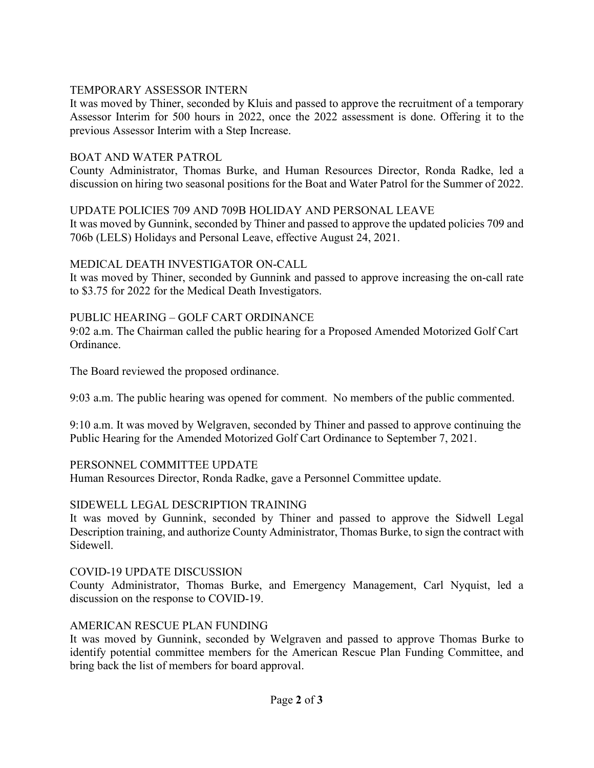TEMPORARY ASSESSOR INTERN

It was moved by Thiner, seconded by Kluis and passed to approve the recruitment of a temporary Assessor Interim for 500 hours in 2022, once the 2022 assessment is done. Offering it to the previous Assessor Interim with a Step Increase.

BOAT AND WATER PATROL

County Administrator, Thomas Burke, and Human Resources Director, Ronda Radke, led a discussion on hiring two seasonal positions for the Boat and Water Patrol for the Summer of 2022.

UPDATE POLICIES 709 AND 709B HOLIDAY AND PERSONAL LEAVE

It was moved by Gunnink, seconded by Thiner and passed to approve the updated policies 709 and 706b (LELS) Holidays and Personal Leave, effective August 24, 2021.

MEDICAL DEATH INVESTIGATOR ON-CALL

It was moved by Thiner, seconded by Gunnink and passed to approve increasing the on-call rate to $3.75 for 2022 for the Medical Death Investigators.

PUBLIC HEARING – GOLF CART ORDINANCE

9:02 a.m. The Chairman called the public hearing for a Proposed Amended Motorized Golf Cart Ordinance.

The Board reviewed the proposed ordinance.

9:03 a.m. The public hearing was opened for comment. No members of the public commented.

9:10 a.m. It was moved by Welgraven, seconded by Thiner and passed to approve continuing the Public Hearing for the Amended Motorized Golf Cart Ordinance to September 7, 2021.

PERSONNEL COMMITTEE UPDATE

Human Resources Director, Ronda Radke, gave a Personnel Committee update.

SIDEWELL LEGAL DESCRIPTION TRAINING

It was moved by Gunnink, seconded by Thiner and passed to approve the Sidwell Legal Description training, and authorize County Administrator, Thomas Burke, to sign the contract with Sidewell.

COVID-19 UPDATE DISCUSSION

County Administrator, Thomas Burke, and Emergency Management, Carl Nyquist, led a discussion on the response to COVID-19.

AMERICAN RESCUE PLAN FUNDING

It was moved by Gunnink, seconded by Welgraven and passed to approve Thomas Burke to identify potential committee members for the American Rescue Plan Funding Committee, and bring back the list of members for board approval.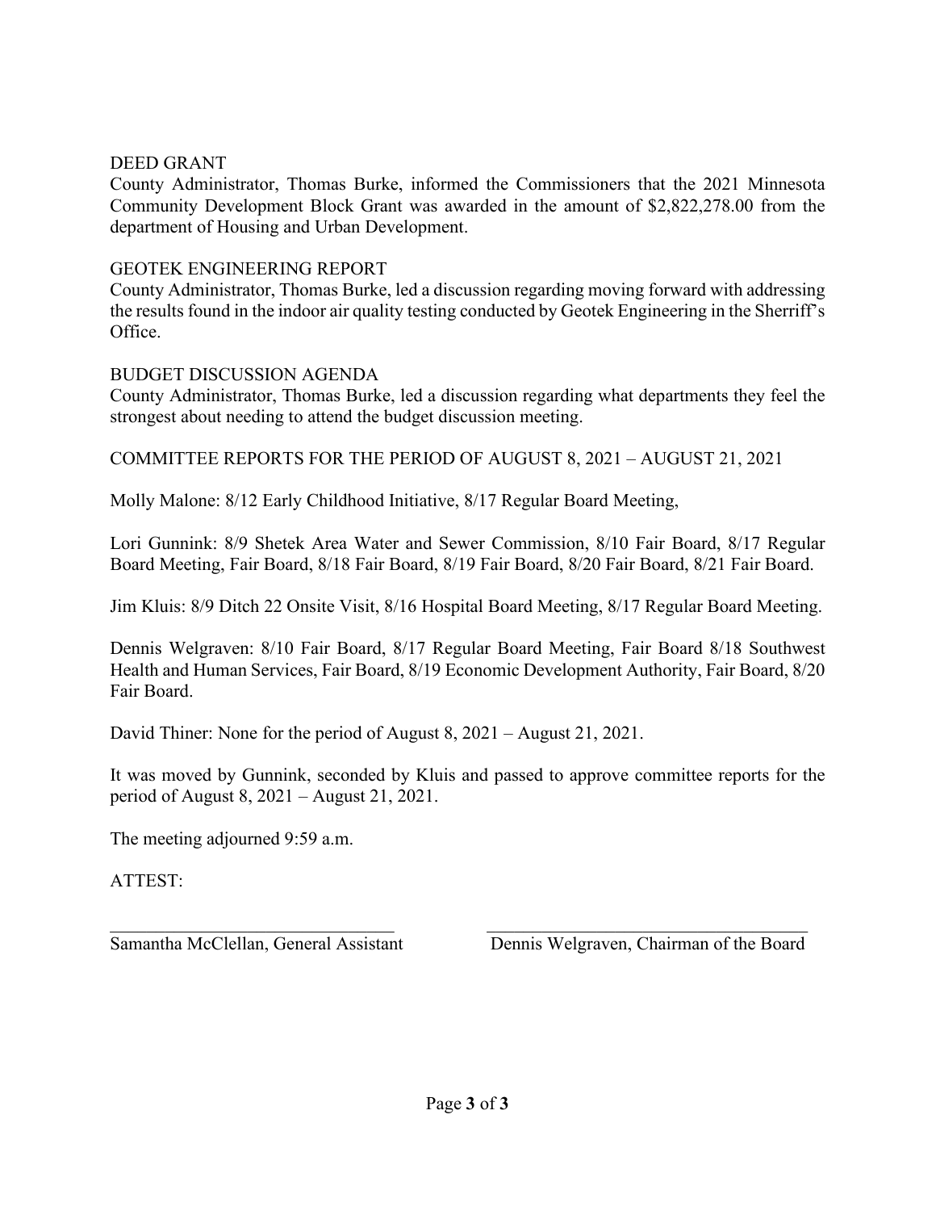DEED GRANT

County Administrator, Thomas Burke, informed the Commissioners that the 2021 Minnesota Community Development Block Grant was awarded in the amount of $2,822,278.00 from the department of Housing and Urban Development.

GEOTEK ENGINEERING REPORT

County Administrator, Thomas Burke, led a discussion regarding moving forward with addressing the results found in the indoor air quality testing conducted by Geotek Engineering in the Sherriff's Office.

BUDGET DISCUSSION AGENDA

County Administrator, Thomas Burke, led a discussion regarding what departments they feel the strongest about needing to attend the budget discussion meeting.

COMMITTEE REPORTS FOR THE PERIOD OF AUGUST 8, 2021 – AUGUST 21, 2021

Molly Malone: 8/12 Early Childhood Initiative, 8/17 Regular Board Meeting,

Lori Gunnink: 8/9 Shetek Area Water and Sewer Commission, 8/10 Fair Board, 8/17 Regular Board Meeting, Fair Board, 8/18 Fair Board, 8/19 Fair Board, 8/20 Fair Board, 8/21 Fair Board.

Jim Kluis: 8/9 Ditch 22 Onsite Visit, 8/16 Hospital Board Meeting, 8/17 Regular Board Meeting.

Dennis Welgraven: 8/10 Fair Board, 8/17 Regular Board Meeting, Fair Board 8/18 Southwest Health and Human Services, Fair Board, 8/19 Economic Development Authority, Fair Board, 8/20 Fair Board.

David Thiner: None for the period of August 8, 2021 – August 21, 2021.

It was moved by Gunnink, seconded by Kluis and passed to approve committee reports for the period of August 8, 2021 – August 21, 2021.

The meeting adjourned 9:59 a.m.

ATTEST:

______________________________ ______________________________

Samantha McClellan, General Assistant Dennis Welgraven, Chairman of the Board